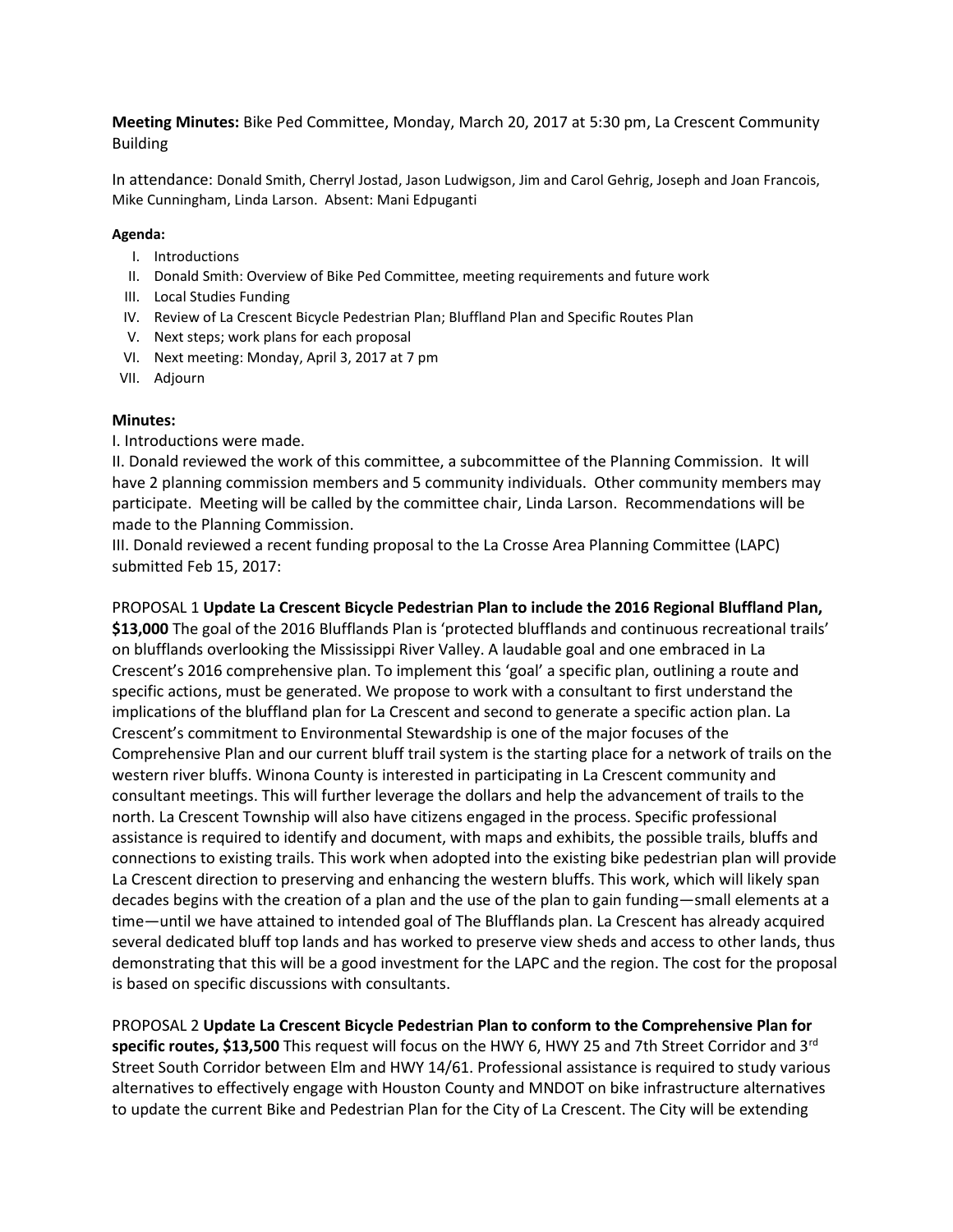**Meeting Minutes:** Bike Ped Committee, Monday, March 20, 2017 at 5:30 pm, La Crescent Community Building

In attendance: Donald Smith, Cherryl Jostad, Jason Ludwigson, Jim and Carol Gehrig, Joseph and Joan Francois, Mike Cunningham, Linda Larson. Absent: Mani Edpuganti

**Agenda:**

I. Introductions
II. Donald Smith: Overview of Bike Ped Committee, meeting requirements and future work
III. Local Studies Funding
IV. Review of La Crescent Bicycle Pedestrian Plan; Bluffland Plan and Specific Routes Plan
V. Next steps; work plans for each proposal
VI. Next meeting: Monday, April 3, 2017 at 7 pm
VII. Adjourn

**Minutes:**

I. Introductions were made.

II. Donald reviewed the work of this committee, a subcommittee of the Planning Commission. It will have 2 planning commission members and 5 community individuals. Other community members may participate. Meeting will be called by the committee chair, Linda Larson. Recommendations will be made to the Planning Commission.

III. Donald reviewed a recent funding proposal to the La Crosse Area Planning Committee (LAPC) submitted Feb 15, 2017:

PROPOSAL 1 **Update La Crescent Bicycle Pedestrian Plan to include the 2016 Regional Bluffland Plan, $13,000** The goal of the 2016 Blufflands Plan is 'protected blufflands and continuous recreational trails' on blufflands overlooking the Mississippi River Valley. A laudable goal and one embraced in La Crescent's 2016 comprehensive plan. To implement this 'goal' a specific plan, outlining a route and specific actions, must be generated. We propose to work with a consultant to first understand the implications of the bluffland plan for La Crescent and second to generate a specific action plan. La Crescent's commitment to Environmental Stewardship is one of the major focuses of the Comprehensive Plan and our current bluff trail system is the starting place for a network of trails on the western river bluffs. Winona County is interested in participating in La Crescent community and consultant meetings. This will further leverage the dollars and help the advancement of trails to the north. La Crescent Township will also have citizens engaged in the process. Specific professional assistance is required to identify and document, with maps and exhibits, the possible trails, bluffs and connections to existing trails. This work when adopted into the existing bike pedestrian plan will provide La Crescent direction to preserving and enhancing the western bluffs. This work, which will likely span decades begins with the creation of a plan and the use of the plan to gain funding—small elements at a time—until we have attained to intended goal of The Blufflands plan. La Crescent has already acquired several dedicated bluff top lands and has worked to preserve view sheds and access to other lands, thus demonstrating that this will be a good investment for the LAPC and the region. The cost for the proposal is based on specific discussions with consultants.

PROPOSAL 2 **Update La Crescent Bicycle Pedestrian Plan to conform to the Comprehensive Plan for specific routes, $13,500** This request will focus on the HWY 6, HWY 25 and 7th Street Corridor and 3rd Street South Corridor between Elm and HWY 14/61. Professional assistance is required to study various alternatives to effectively engage with Houston County and MNDOT on bike infrastructure alternatives to update the current Bike and Pedestrian Plan for the City of La Crescent. The City will be extending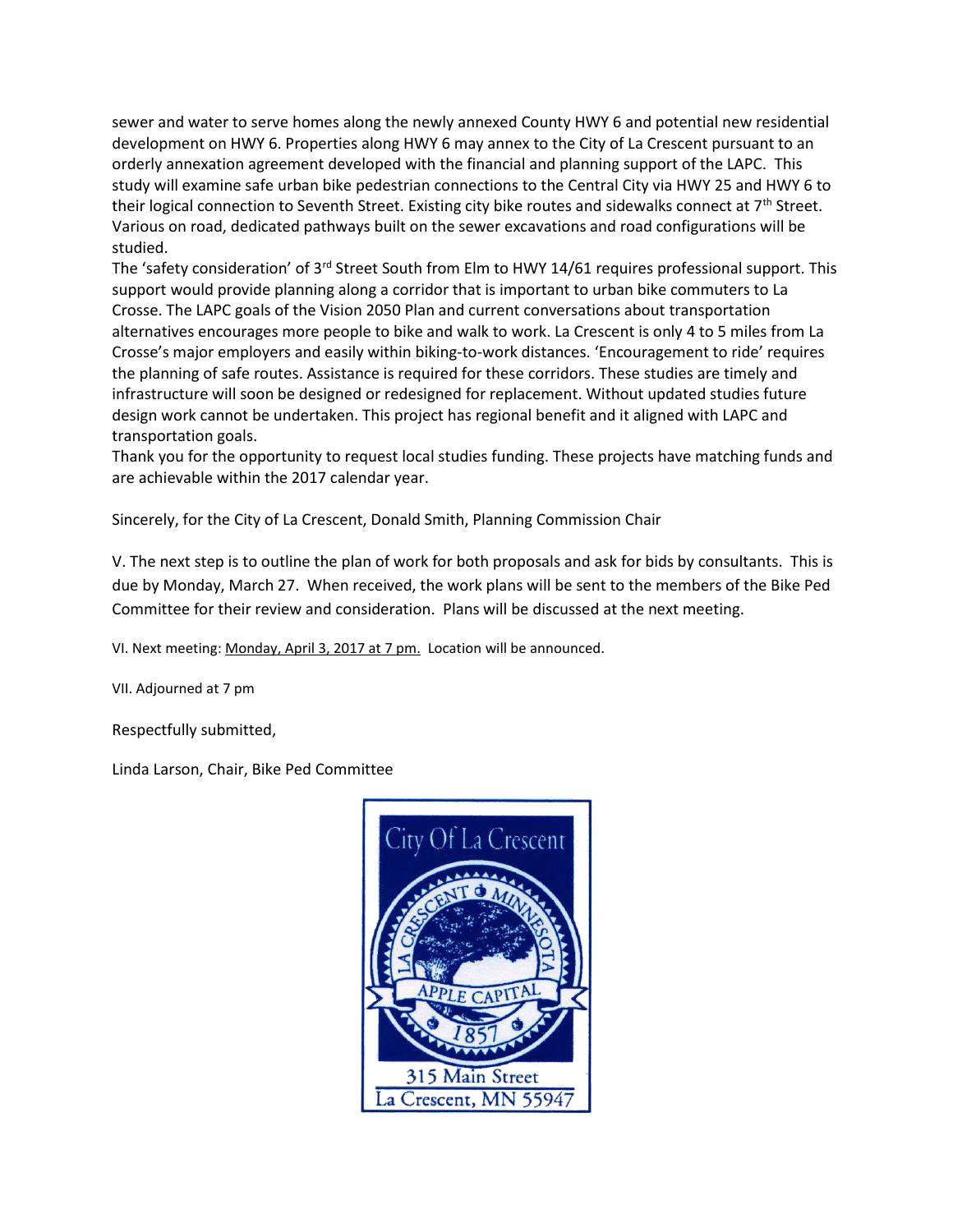sewer and water to serve homes along the newly annexed County HWY 6 and potential new residential development on HWY 6. Properties along HWY 6 may annex to the City of La Crescent pursuant to an orderly annexation agreement developed with the financial and planning support of the LAPC. This study will examine safe urban bike pedestrian connections to the Central City via HWY 25 and HWY 6 to their logical connection to Seventh Street. Existing city bike routes and sidewalks connect at 7th Street. Various on road, dedicated pathways built on the sewer excavations and road configurations will be studied.

The 'safety consideration' of 3rd Street South from Elm to HWY 14/61 requires professional support. This support would provide planning along a corridor that is important to urban bike commuters to La Crosse. The LAPC goals of the Vision 2050 Plan and current conversations about transportation alternatives encourages more people to bike and walk to work. La Crescent is only 4 to 5 miles from La Crosse's major employers and easily within biking-to-work distances. 'Encouragement to ride' requires the planning of safe routes. Assistance is required for these corridors. These studies are timely and infrastructure will soon be designed or redesigned for replacement. Without updated studies future design work cannot be undertaken. This project has regional benefit and it aligned with LAPC and transportation goals.

Thank you for the opportunity to request local studies funding. These projects have matching funds and are achievable within the 2017 calendar year.

Sincerely, for the City of La Crescent, Donald Smith, Planning Commission Chair

V. The next step is to outline the plan of work for both proposals and ask for bids by consultants. This is due by Monday, March 27. When received, the work plans will be sent to the members of the Bike Ped Committee for their review and consideration. Plans will be discussed at the next meeting.

VI. Next meeting: Monday, April 3, 2017 at 7 pm. Location will be announced.

VII. Adjourned at 7 pm

Respectfully submitted,

Linda Larson, Chair, Bike Ped Committee

City Of La Crescent

LA CRESCENT MINNESOTA

APPLE CAPITAL

1857

315 Main Street

La Crescent, MN 55947